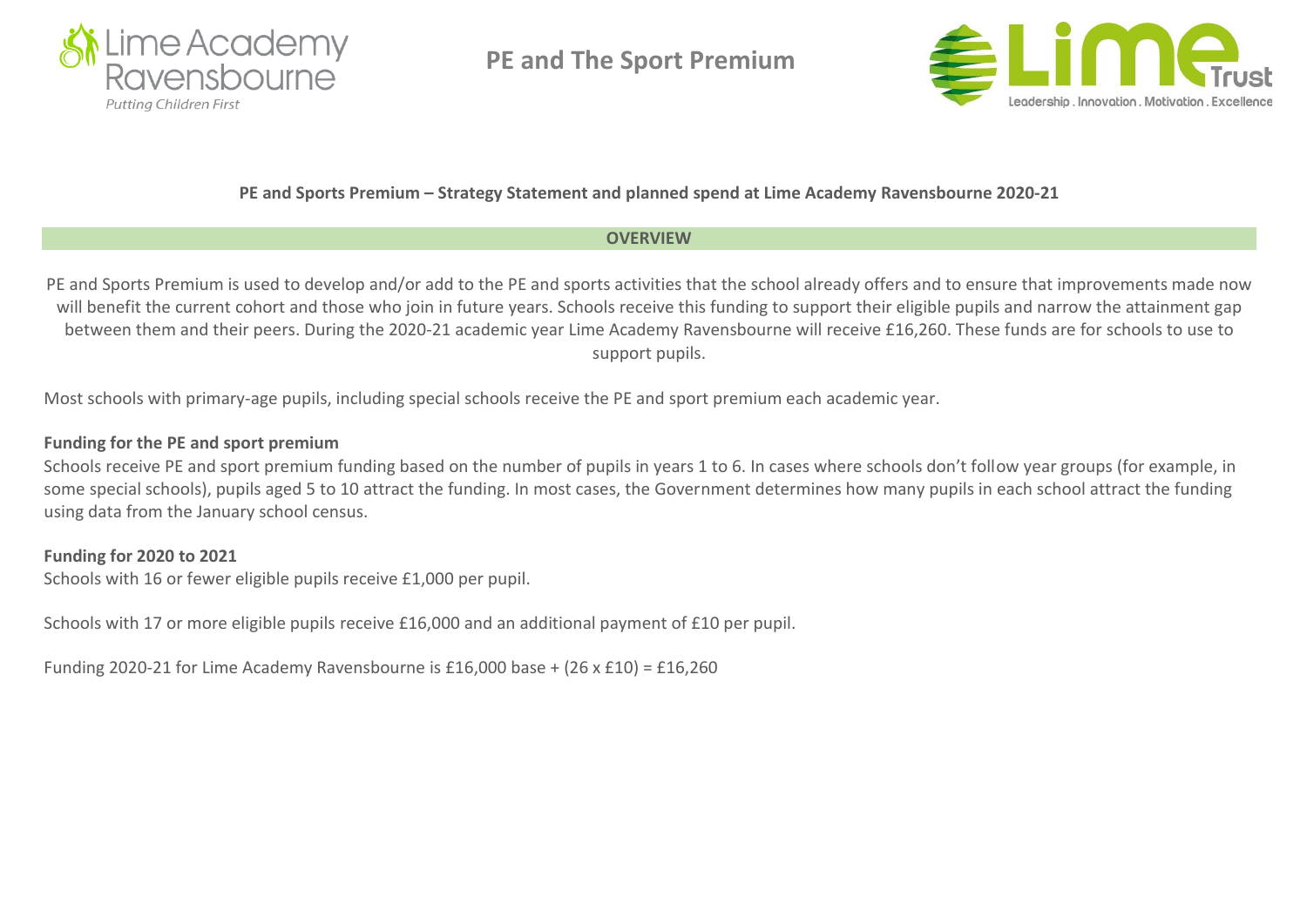# PE and The Sport Premium

**PE and Sports Premium – Strategy Statement and planned spend at Lime Academy Ravensbourne 2020-21**

## OVERVIEW

PE and Sports Premium is used to develop and/or add to the PE and sports activities that the school already offers and to ensure that improvements made now will benefit the current cohort and those who join in future years. Schools receive this funding to support their eligible pupils and narrow the attainment gap between them and their peers. During the 2020-21 academic year Lime Academy Ravensbourne will receive £16,260. These funds are for schools to use to support pupils.

Most schools with primary-age pupils, including special schools receive the PE and sport premium each academic year.

**Funding for the PE and sport premium**

Schools receive PE and sport premium funding based on the number of pupils in years 1 to 6. In cases where schools don't follow year groups (for example, in some special schools), pupils aged 5 to 10 attract the funding. In most cases, the Government determines how many pupils in each school attract the funding using data from the January school census.

**Funding for 2020 to 2021**

Schools with 16 or fewer eligible pupils receive £1,000 per pupil.

Schools with 17 or more eligible pupils receive £16,000 and an additional payment of £10 per pupil.

Funding 2020-21 for Lime Academy Ravensbourne is £16,000 base + (26 x £10) = £16,260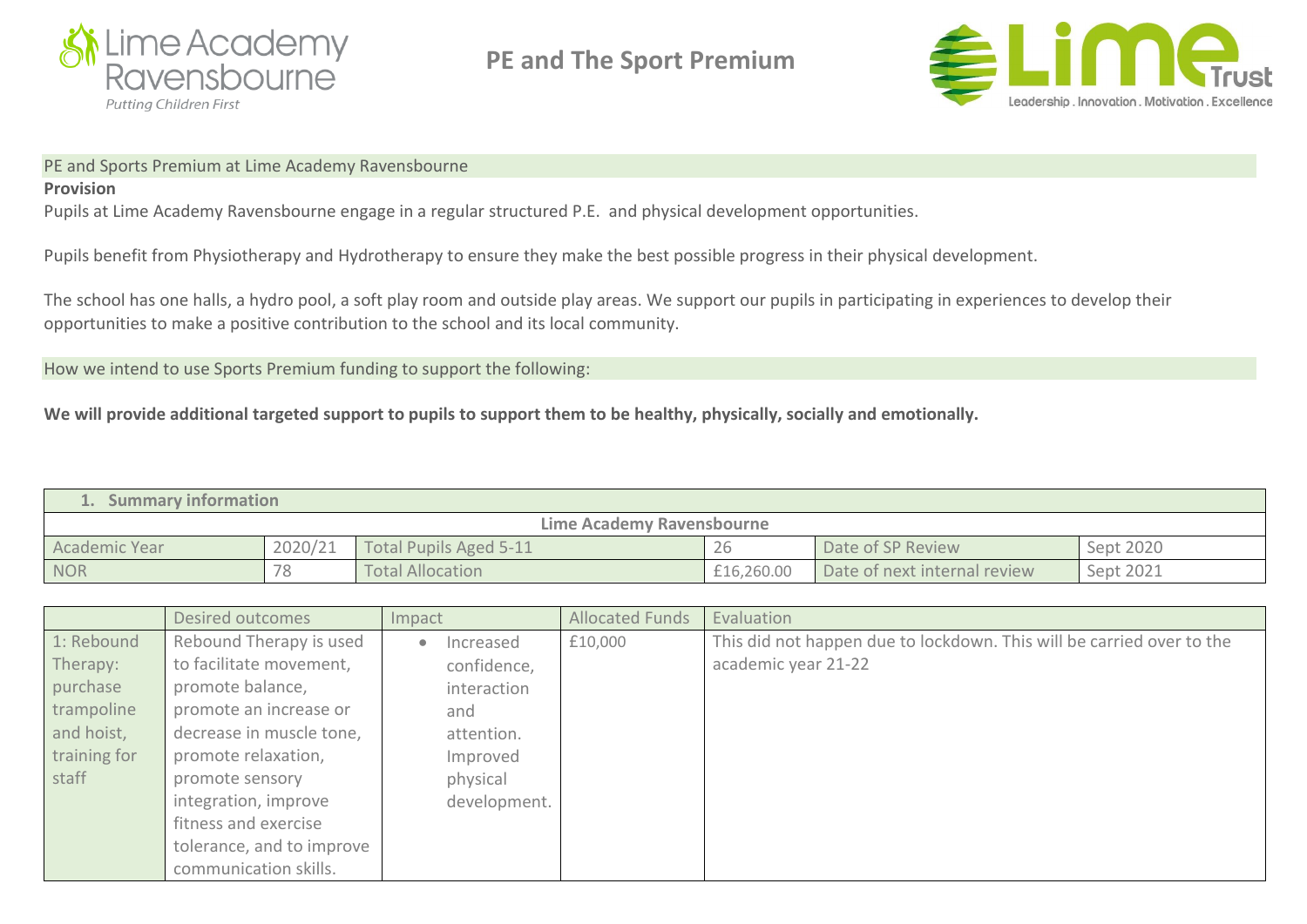# PE and The Sport Premium

PE and Sports Premium at Lime Academy Ravensbourne

**Provision**

Pupils at Lime Academy Ravensbourne engage in a regular structured P.E. and physical development opportunities.

Pupils benefit from Physiotherapy and Hydrotherapy to ensure they make the best possible progress in their physical development.

The school has one halls, a hydro pool, a soft play room and outside play areas. We support our pupils in participating in experiences to develop their opportunities to make a positive contribution to the school and its local community.

How we intend to use Sports Premium funding to support the following:

**We will provide additional targeted support to pupils to support them to be healthy, physically, socially and emotionally.**

| 1. Summary information | | | | | |
|---|---|---|---|---|---|
| Lime Academy Ravensbourne | | | | | |
| Academic Year | 2020/21 | Total Pupils Aged 5-11 | 26 | Date of SP Review | Sept 2020 |
| NOR | 78 | Total Allocation | £16,260.00 | Date of next internal review | Sept 2021 |

| | Desired outcomes | Impact | Allocated Funds | Evaluation |
|---|---|---|---|---|
| 1: Rebound Therapy: purchase trampoline and hoist, training for staff | Rebound Therapy is used to facilitate movement, promote balance, promote an increase or decrease in muscle tone, promote relaxation, promote sensory integration, improve fitness and exercise tolerance, and to improve communication skills. | • Increased confidence, interaction and attention. Improved physical development. | £10,000 | This did not happen due to lockdown. This will be carried over to the academic year 21-22 |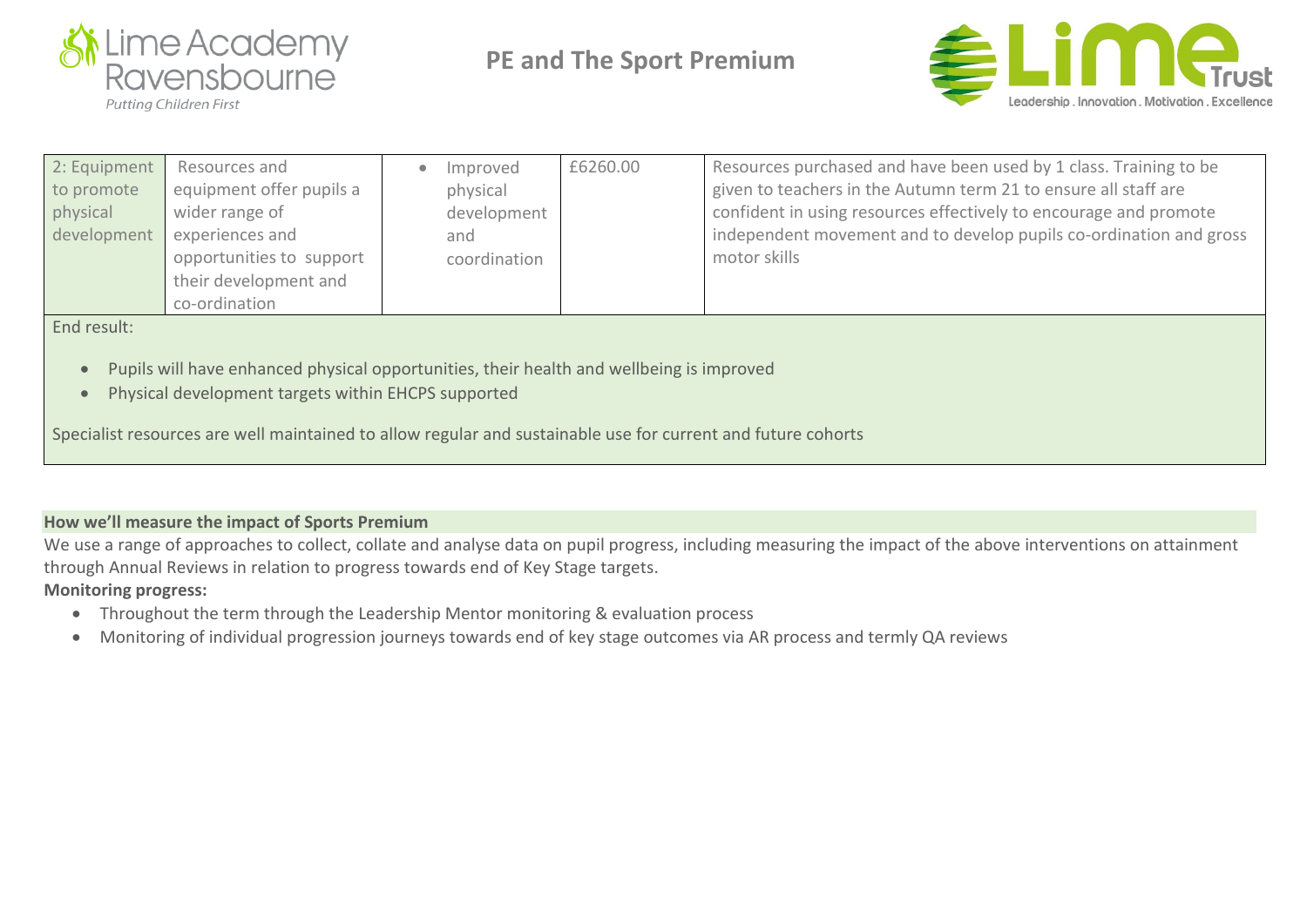| | | | | |
|---|---|---|---|---|
| 2: Equipment to promote physical development | Resources and equipment offer pupils a wider range of experiences and opportunities to support their development and co-ordination | • Improved physical development and coordination | £6260.00 | Resources purchased and have been used by 1 class. Training to be given to teachers in the Autumn term 21 to ensure all staff are confident in using resources effectively to encourage and promote independent movement and to develop pupils co-ordination and gross motor skills |

End result:

- Pupils will have enhanced physical opportunities, their health and wellbeing is improved
- Physical development targets within EHCPS supported

Specialist resources are well maintained to allow regular and sustainable use for current and future cohorts

**How we'll measure the impact of Sports Premium**

We use a range of approaches to collect, collate and analyse data on pupil progress, including measuring the impact of the above interventions on attainment through Annual Reviews in relation to progress towards end of Key Stage targets.

**Monitoring progress:**

- Throughout the term through the Leadership Mentor monitoring & evaluation process
- Monitoring of individual progression journeys towards end of key stage outcomes via AR process and termly QA reviews